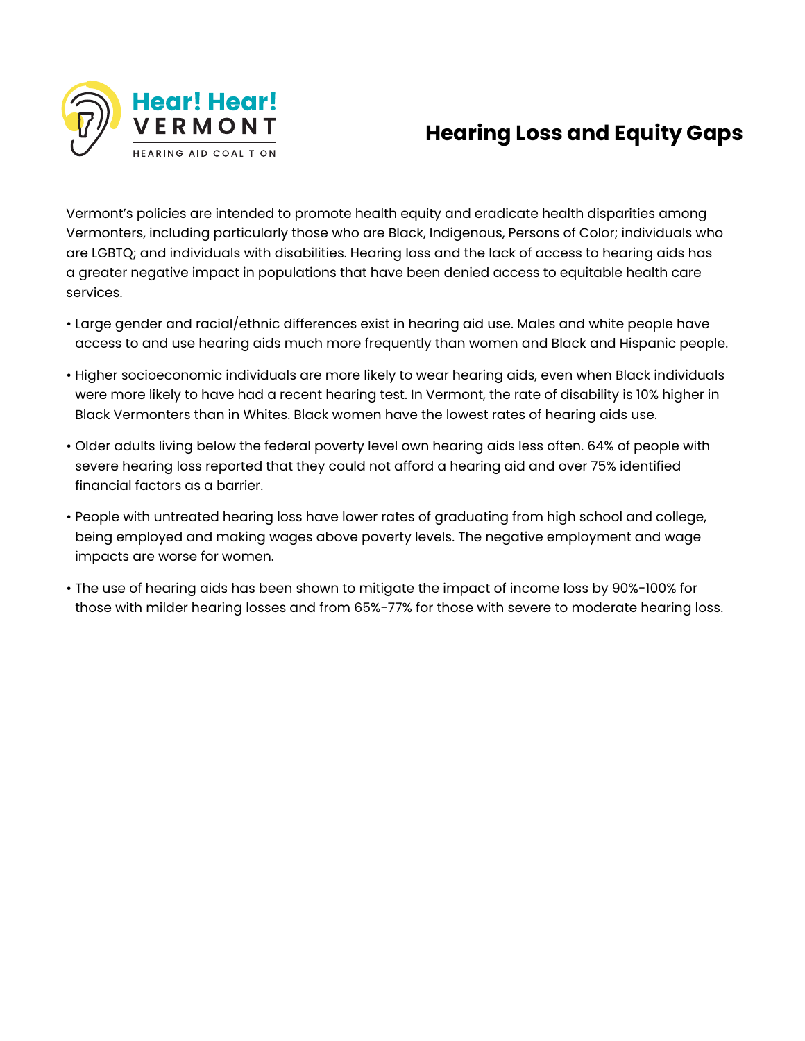Hear! Hear! VERMONT

HEARING AID COALITION

# Hearing Loss and Equity Gaps

Vermont's policies are intended to promote health equity and eradicate health disparities among Vermonters, including particularly those who are Black, Indigenous, Persons of Color; individuals who are LGBTQ; and individuals with disabilities. Hearing loss and the lack of access to hearing aids has a greater negative impact in populations that have been denied access to equitable health care services.

- Large gender and racial/ethnic differences exist in hearing aid use. Males and white people have access to and use hearing aids much more frequently than women and Black and Hispanic people.
- Higher socioeconomic individuals are more likely to wear hearing aids, even when Black individuals were more likely to have had a recent hearing test. In Vermont, the rate of disability is 10% higher in Black Vermonters than in Whites. Black women have the lowest rates of hearing aids use.
- Older adults living below the federal poverty level own hearing aids less often. 64% of people with severe hearing loss reported that they could not afford a hearing aid and over 75% identified financial factors as a barrier.
- People with untreated hearing loss have lower rates of graduating from high school and college, being employed and making wages above poverty levels. The negative employment and wage impacts are worse for women.
- The use of hearing aids has been shown to mitigate the impact of income loss by 90%-100% for those with milder hearing losses and from 65%-77% for those with severe to moderate hearing loss.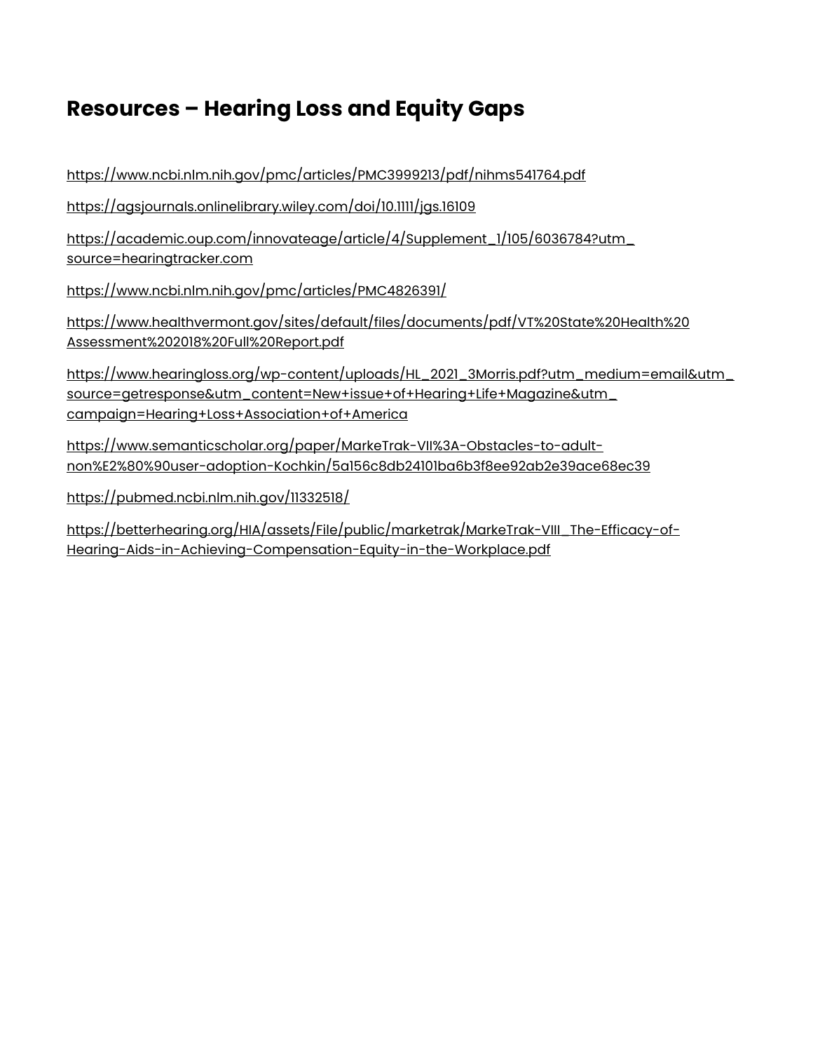## Resources – Hearing Loss and Equity Gaps

https://www.ncbi.nlm.nih.gov/pmc/articles/PMC3999213/pdf/nihms541764.pdf

https://agsjournals.onlinelibrary.wiley.com/doi/10.1111/jgs.16109

https://academic.oup.com/innovateage/article/4/Supplement_1/105/6036784?utm_source=hearingtracker.com

https://www.ncbi.nlm.nih.gov/pmc/articles/PMC4826391/

https://www.healthvermont.gov/sites/default/files/documents/pdf/VT%20State%20Health%20Assessment%202018%20Full%20Report.pdf

https://www.hearingloss.org/wp-content/uploads/HL_2021_3Morris.pdf?utm_medium=email&utm_source=getresponse&utm_content=New+issue+of+Hearing+Life+Magazine&utm_campaign=Hearing+Loss+Association+of+America

https://www.semanticscholar.org/paper/MarkeTrak-VII%3A-Obstacles-to-adult-non%E2%80%90user-adoption-Kochkin/5a156c8db24101ba6b3f8ee92ab2e39ace68ec39

https://pubmed.ncbi.nlm.nih.gov/11332518/

https://betterhearing.org/HIA/assets/File/public/marketrak/MarkeTrak-VIII_The-Efficacy-of-Hearing-Aids-in-Achieving-Compensation-Equity-in-the-Workplace.pdf